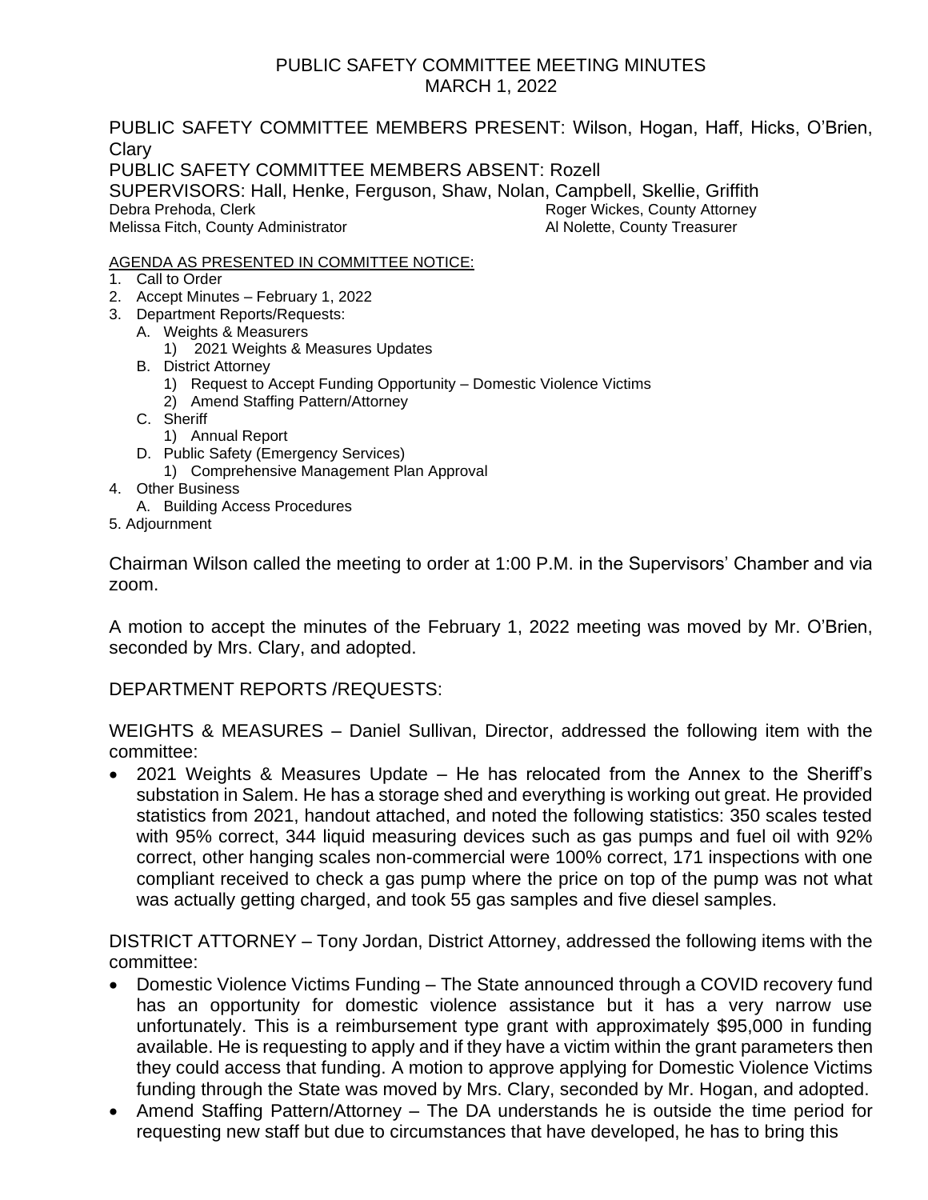# PUBLIC SAFETY COMMITTEE MEETING MINUTES
## MARCH 1, 2022

PUBLIC SAFETY COMMITTEE MEMBERS PRESENT: Wilson, Hogan, Haff, Hicks, O'Brien, Clary

PUBLIC SAFETY COMMITTEE MEMBERS ABSENT: Rozell

SUPERVISORS: Hall, Henke, Ferguson, Shaw, Nolan, Campbell, Skellie, Griffith

Debra Prehoda, Clerk
Roger Wickes, County Attorney
Melissa Fitch, County Administrator
Al Nolette, County Treasurer

AGENDA AS PRESENTED IN COMMITTEE NOTICE:

1. Call to Order
2. Accept Minutes – February 1, 2022
3. Department Reports/Requests:
   - A. Weights & Measurers
     1) 2021 Weights & Measures Updates
   - B. District Attorney
     1) Request to Accept Funding Opportunity – Domestic Violence Victims
     2) Amend Staffing Pattern/Attorney
   - C. Sheriff
     1) Annual Report
   - D. Public Safety (Emergency Services)
     1) Comprehensive Management Plan Approval
4. Other Business
   - A. Building Access Procedures
5. Adjournment

Chairman Wilson called the meeting to order at 1:00 P.M. in the Supervisors' Chamber and via zoom.

A motion to accept the minutes of the February 1, 2022 meeting was moved by Mr. O'Brien, seconded by Mrs. Clary, and adopted.

DEPARTMENT REPORTS /REQUESTS:

WEIGHTS & MEASURES – Daniel Sullivan, Director, addressed the following item with the committee:

- 2021 Weights & Measures Update – He has relocated from the Annex to the Sheriff's substation in Salem. He has a storage shed and everything is working out great. He provided statistics from 2021, handout attached, and noted the following statistics: 350 scales tested with 95% correct, 344 liquid measuring devices such as gas pumps and fuel oil with 92% correct, other hanging scales non-commercial were 100% correct, 171 inspections with one compliant received to check a gas pump where the price on top of the pump was not what was actually getting charged, and took 55 gas samples and five diesel samples.

DISTRICT ATTORNEY – Tony Jordan, District Attorney, addressed the following items with the committee:

- Domestic Violence Victims Funding – The State announced through a COVID recovery fund has an opportunity for domestic violence assistance but it has a very narrow use unfortunately. This is a reimbursement type grant with approximately $95,000 in funding available. He is requesting to apply and if they have a victim within the grant parameters then they could access that funding. A motion to approve applying for Domestic Violence Victims funding through the State was moved by Mrs. Clary, seconded by Mr. Hogan, and adopted.
- Amend Staffing Pattern/Attorney – The DA understands he is outside the time period for requesting new staff but due to circumstances that have developed, he has to bring this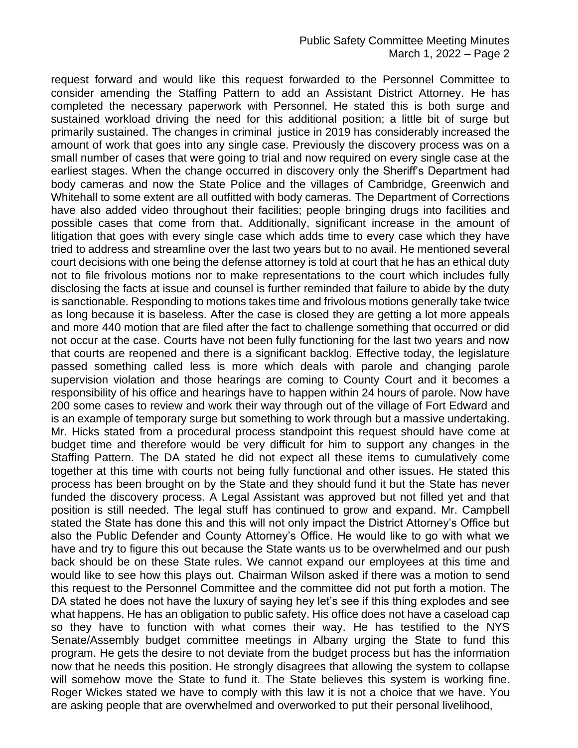request forward and would like this request forwarded to the Personnel Committee to consider amending the Staffing Pattern to add an Assistant District Attorney. He has completed the necessary paperwork with Personnel. He stated this is both surge and sustained workload driving the need for this additional position; a little bit of surge but primarily sustained. The changes in criminal justice in 2019 has considerably increased the amount of work that goes into any single case. Previously the discovery process was on a small number of cases that were going to trial and now required on every single case at the earliest stages. When the change occurred in discovery only the Sheriff's Department had body cameras and now the State Police and the villages of Cambridge, Greenwich and Whitehall to some extent are all outfitted with body cameras. The Department of Corrections have also added video throughout their facilities; people bringing drugs into facilities and possible cases that come from that. Additionally, significant increase in the amount of litigation that goes with every single case which adds time to every case which they have tried to address and streamline over the last two years but to no avail. He mentioned several court decisions with one being the defense attorney is told at court that he has an ethical duty not to file frivolous motions nor to make representations to the court which includes fully disclosing the facts at issue and counsel is further reminded that failure to abide by the duty is sanctionable. Responding to motions takes time and frivolous motions generally take twice as long because it is baseless. After the case is closed they are getting a lot more appeals and more 440 motion that are filed after the fact to challenge something that occurred or did not occur at the case. Courts have not been fully functioning for the last two years and now that courts are reopened and there is a significant backlog. Effective today, the legislature passed something called less is more which deals with parole and changing parole supervision violation and those hearings are coming to County Court and it becomes a responsibility of his office and hearings have to happen within 24 hours of parole. Now have 200 some cases to review and work their way through out of the village of Fort Edward and is an example of temporary surge but something to work through but a massive undertaking. Mr. Hicks stated from a procedural process standpoint this request should have come at budget time and therefore would be very difficult for him to support any changes in the Staffing Pattern. The DA stated he did not expect all these items to cumulatively come together at this time with courts not being fully functional and other issues. He stated this process has been brought on by the State and they should fund it but the State has never funded the discovery process. A Legal Assistant was approved but not filled yet and that position is still needed. The legal stuff has continued to grow and expand. Mr. Campbell stated the State has done this and this will not only impact the District Attorney's Office but also the Public Defender and County Attorney's Office. He would like to go with what we have and try to figure this out because the State wants us to be overwhelmed and our push back should be on these State rules. We cannot expand our employees at this time and would like to see how this plays out. Chairman Wilson asked if there was a motion to send this request to the Personnel Committee and the committee did not put forth a motion. The DA stated he does not have the luxury of saying hey let's see if this thing explodes and see what happens. He has an obligation to public safety. His office does not have a caseload cap so they have to function with what comes their way. He has testified to the NYS Senate/Assembly budget committee meetings in Albany urging the State to fund this program. He gets the desire to not deviate from the budget process but has the information now that he needs this position. He strongly disagrees that allowing the system to collapse will somehow move the State to fund it. The State believes this system is working fine. Roger Wickes stated we have to comply with this law it is not a choice that we have. You are asking people that are overwhelmed and overworked to put their personal livelihood,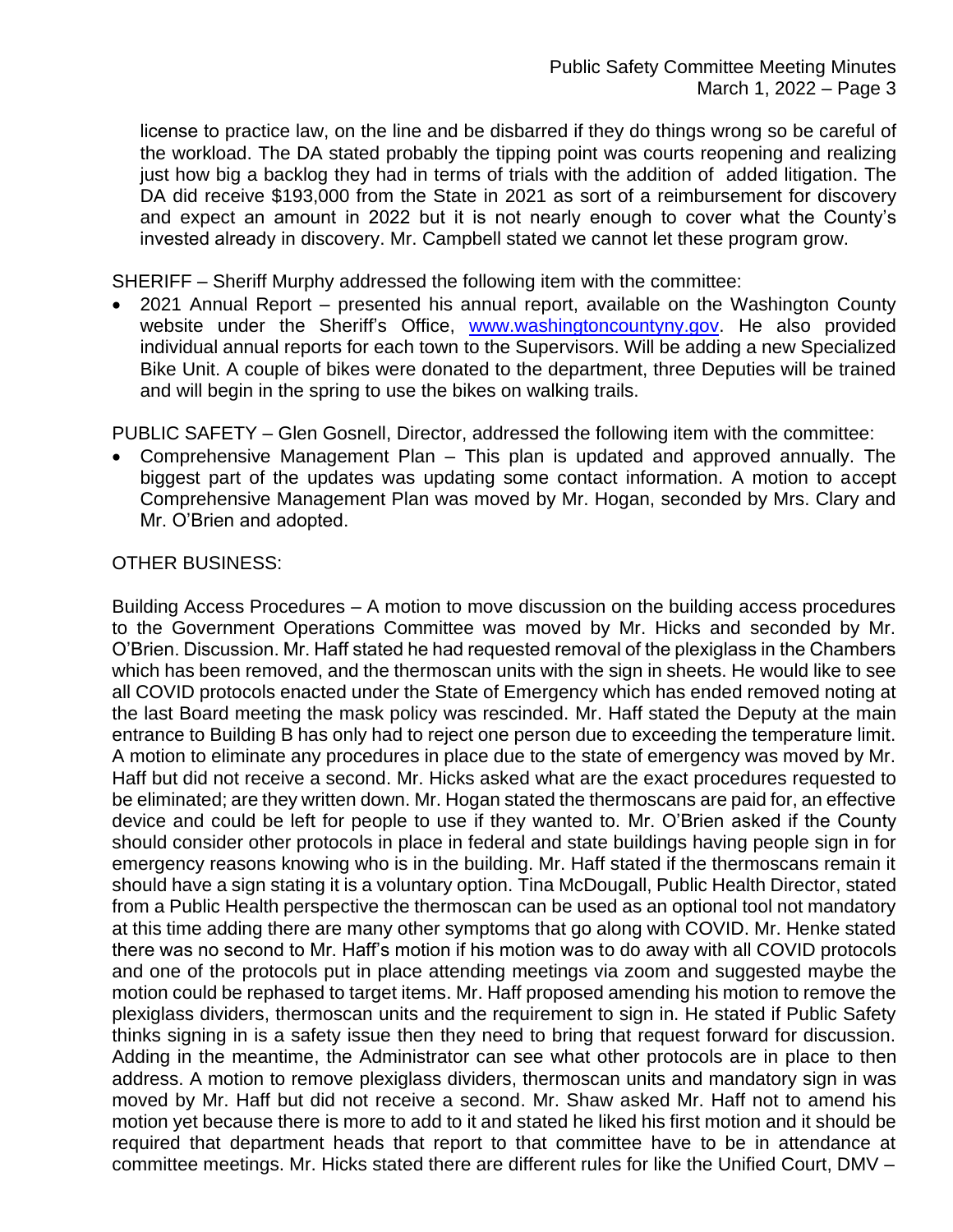license to practice law, on the line and be disbarred if they do things wrong so be careful of the workload. The DA stated probably the tipping point was courts reopening and realizing just how big a backlog they had in terms of trials with the addition of added litigation. The DA did receive $193,000 from the State in 2021 as sort of a reimbursement for discovery and expect an amount in 2022 but it is not nearly enough to cover what the County's invested already in discovery. Mr. Campbell stated we cannot let these program grow.

SHERIFF – Sheriff Murphy addressed the following item with the committee:

- 2021 Annual Report – presented his annual report, available on the Washington County website under the Sheriff's Office, [www.washingtoncountyny.gov](www.washingtoncountyny.gov). He also provided individual annual reports for each town to the Supervisors. Will be adding a new Specialized Bike Unit. A couple of bikes were donated to the department, three Deputies will be trained and will begin in the spring to use the bikes on walking trails.

PUBLIC SAFETY – Glen Gosnell, Director, addressed the following item with the committee:

- Comprehensive Management Plan – This plan is updated and approved annually. The biggest part of the updates was updating some contact information. A motion to accept Comprehensive Management Plan was moved by Mr. Hogan, seconded by Mrs. Clary and Mr. O'Brien and adopted.

OTHER BUSINESS:

Building Access Procedures – A motion to move discussion on the building access procedures to the Government Operations Committee was moved by Mr. Hicks and seconded by Mr. O'Brien. Discussion. Mr. Haff stated he had requested removal of the plexiglass in the Chambers which has been removed, and the thermoscan units with the sign in sheets. He would like to see all COVID protocols enacted under the State of Emergency which has ended removed noting at the last Board meeting the mask policy was rescinded. Mr. Haff stated the Deputy at the main entrance to Building B has only had to reject one person due to exceeding the temperature limit. A motion to eliminate any procedures in place due to the state of emergency was moved by Mr. Haff but did not receive a second. Mr. Hicks asked what are the exact procedures requested to be eliminated; are they written down. Mr. Hogan stated the thermoscans are paid for, an effective device and could be left for people to use if they wanted to. Mr. O'Brien asked if the County should consider other protocols in place in federal and state buildings having people sign in for emergency reasons knowing who is in the building. Mr. Haff stated if the thermoscans remain it should have a sign stating it is a voluntary option. Tina McDougall, Public Health Director, stated from a Public Health perspective the thermoscan can be used as an optional tool not mandatory at this time adding there are many other symptoms that go along with COVID. Mr. Henke stated there was no second to Mr. Haff's motion if his motion was to do away with all COVID protocols and one of the protocols put in place attending meetings via zoom and suggested maybe the motion could be rephased to target items. Mr. Haff proposed amending his motion to remove the plexiglass dividers, thermoscan units and the requirement to sign in. He stated if Public Safety thinks signing in is a safety issue then they need to bring that request forward for discussion. Adding in the meantime, the Administrator can see what other protocols are in place to then address. A motion to remove plexiglass dividers, thermoscan units and mandatory sign in was moved by Mr. Haff but did not receive a second. Mr. Shaw asked Mr. Haff not to amend his motion yet because there is more to add to it and stated he liked his first motion and it should be required that department heads that report to that committee have to be in attendance at committee meetings. Mr. Hicks stated there are different rules for like the Unified Court, DMV –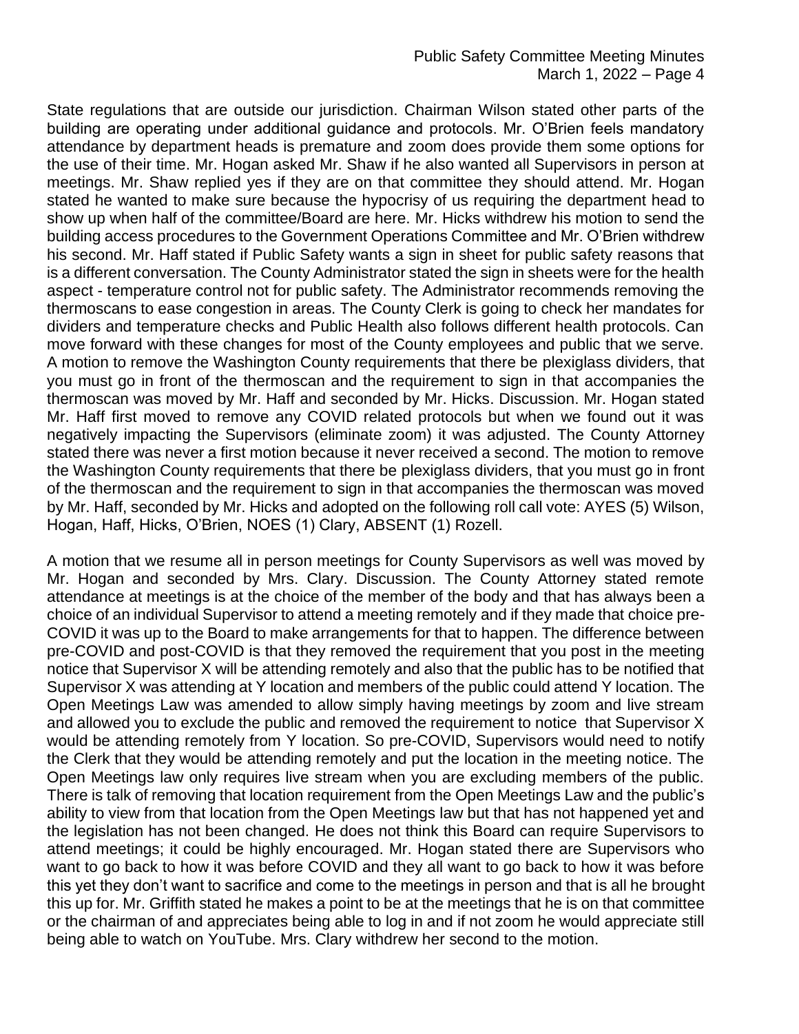State regulations that are outside our jurisdiction. Chairman Wilson stated other parts of the building are operating under additional guidance and protocols. Mr. O'Brien feels mandatory attendance by department heads is premature and zoom does provide them some options for the use of their time. Mr. Hogan asked Mr. Shaw if he also wanted all Supervisors in person at meetings. Mr. Shaw replied yes if they are on that committee they should attend. Mr. Hogan stated he wanted to make sure because the hypocrisy of us requiring the department head to show up when half of the committee/Board are here. Mr. Hicks withdrew his motion to send the building access procedures to the Government Operations Committee and Mr. O'Brien withdrew his second. Mr. Haff stated if Public Safety wants a sign in sheet for public safety reasons that is a different conversation. The County Administrator stated the sign in sheets were for the health aspect - temperature control not for public safety. The Administrator recommends removing the thermoscans to ease congestion in areas. The County Clerk is going to check her mandates for dividers and temperature checks and Public Health also follows different health protocols. Can move forward with these changes for most of the County employees and public that we serve. A motion to remove the Washington County requirements that there be plexiglass dividers, that you must go in front of the thermoscan and the requirement to sign in that accompanies the thermoscan was moved by Mr. Haff and seconded by Mr. Hicks. Discussion. Mr. Hogan stated Mr. Haff first moved to remove any COVID related protocols but when we found out it was negatively impacting the Supervisors (eliminate zoom) it was adjusted. The County Attorney stated there was never a first motion because it never received a second. The motion to remove the Washington County requirements that there be plexiglass dividers, that you must go in front of the thermoscan and the requirement to sign in that accompanies the thermoscan was moved by Mr. Haff, seconded by Mr. Hicks and adopted on the following roll call vote: AYES (5) Wilson, Hogan, Haff, Hicks, O'Brien, NOES (1) Clary, ABSENT (1) Rozell.

A motion that we resume all in person meetings for County Supervisors as well was moved by Mr. Hogan and seconded by Mrs. Clary. Discussion. The County Attorney stated remote attendance at meetings is at the choice of the member of the body and that has always been a choice of an individual Supervisor to attend a meeting remotely and if they made that choice pre-COVID it was up to the Board to make arrangements for that to happen. The difference between pre-COVID and post-COVID is that they removed the requirement that you post in the meeting notice that Supervisor X will be attending remotely and also that the public has to be notified that Supervisor X was attending at Y location and members of the public could attend Y location. The Open Meetings Law was amended to allow simply having meetings by zoom and live stream and allowed you to exclude the public and removed the requirement to notice that Supervisor X would be attending remotely from Y location. So pre-COVID, Supervisors would need to notify the Clerk that they would be attending remotely and put the location in the meeting notice. The Open Meetings law only requires live stream when you are excluding members of the public. There is talk of removing that location requirement from the Open Meetings Law and the public's ability to view from that location from the Open Meetings law but that has not happened yet and the legislation has not been changed. He does not think this Board can require Supervisors to attend meetings; it could be highly encouraged. Mr. Hogan stated there are Supervisors who want to go back to how it was before COVID and they all want to go back to how it was before this yet they don't want to sacrifice and come to the meetings in person and that is all he brought this up for. Mr. Griffith stated he makes a point to be at the meetings that he is on that committee or the chairman of and appreciates being able to log in and if not zoom he would appreciate still being able to watch on YouTube. Mrs. Clary withdrew her second to the motion.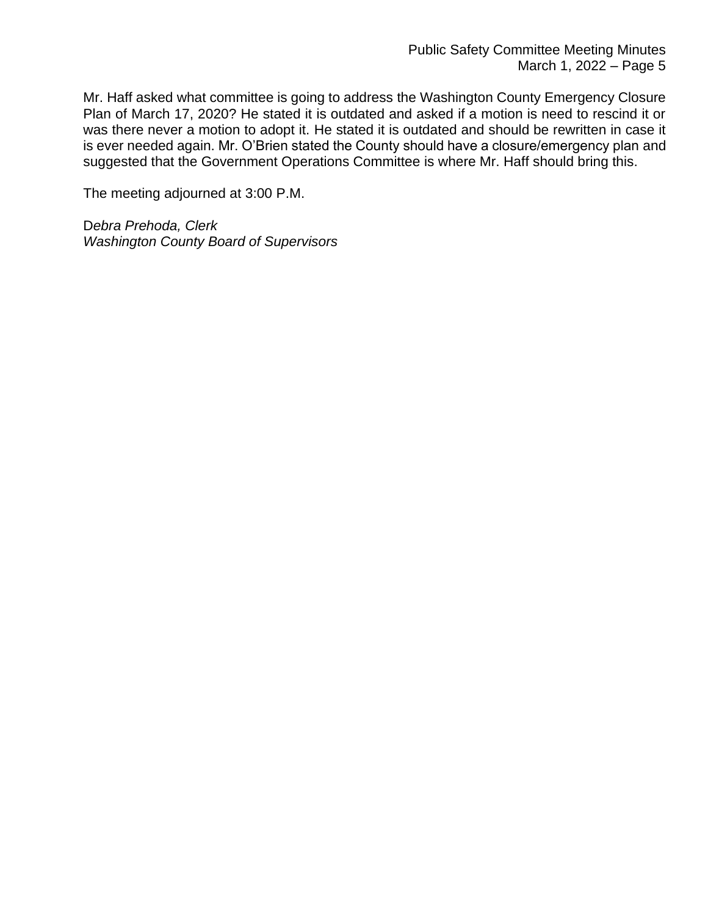Mr. Haff asked what committee is going to address the Washington County Emergency Closure Plan of March 17, 2020? He stated it is outdated and asked if a motion is need to rescind it or was there never a motion to adopt it. He stated it is outdated and should be rewritten in case it is ever needed again. Mr. O'Brien stated the County should have a closure/emergency plan and suggested that the Government Operations Committee is where Mr. Haff should bring this.

The meeting adjourned at 3:00 P.M.

D*ebra Prehoda, Clerk*
*Washington County Board of Supervisors*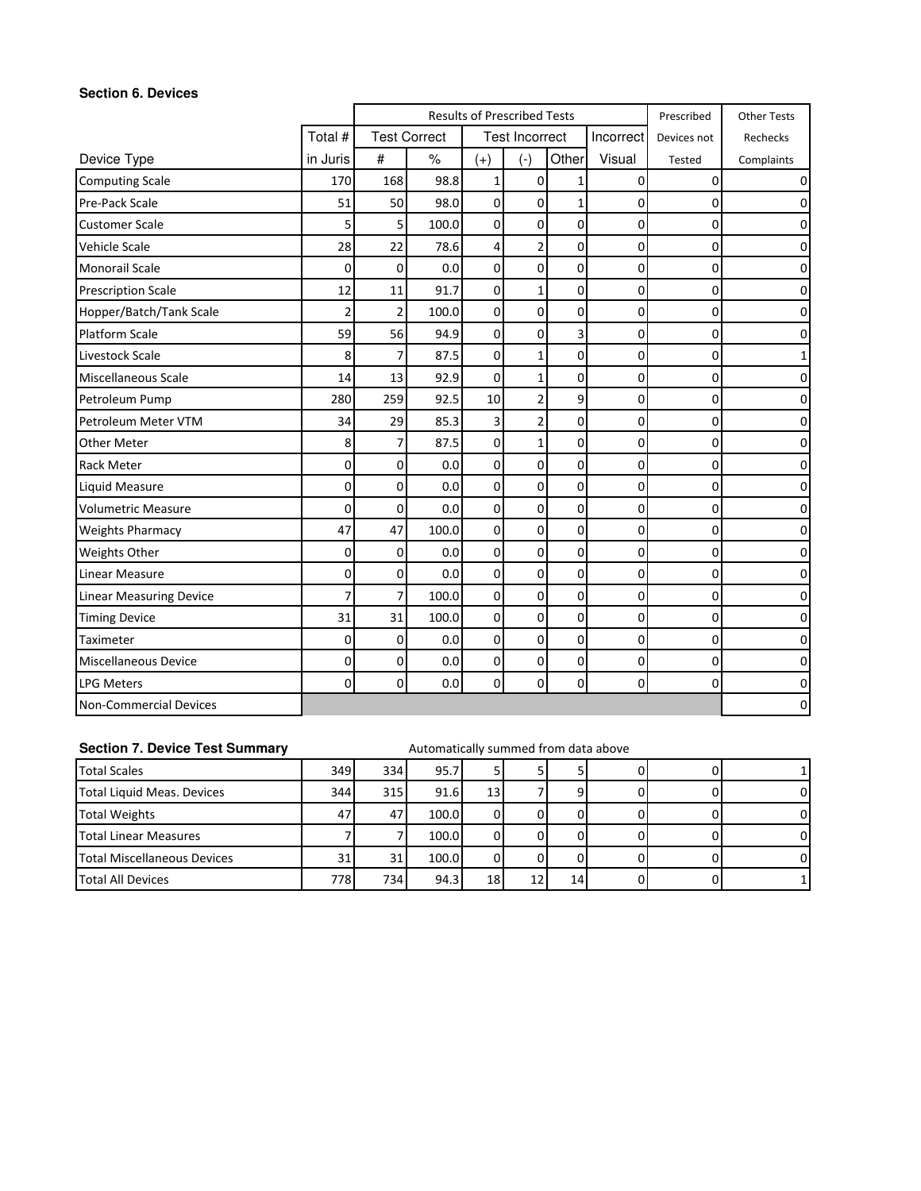**Section 6. Devices**

| | | Results of Prescribed Tests | | | | | | Prescribed | Other Tests |
|---|---|---|---|---|---|---|---|---|---|
| | Total # | Test Correct | | Test Incorrect | | | Incorrect | Devices not | Rechecks |
| Device Type | in Juris | # | % | (+) | (-) | Other | Visual | Tested | Complaints |
| Computing Scale | 170 | 168 | 98.8 | 1 | 0 | 1 | 0 | 0 | 0 |
| Pre-Pack Scale | 51 | 50 | 98.0 | 0 | 0 | 1 | 0 | 0 | 0 |
| Customer Scale | 5 | 5 | 100.0 | 0 | 0 | 0 | 0 | 0 | 0 |
| Vehicle Scale | 28 | 22 | 78.6 | 4 | 2 | 0 | 0 | 0 | 0 |
| Monorail Scale | 0 | 0 | 0.0 | 0 | 0 | 0 | 0 | 0 | 0 |
| Prescription Scale | 12 | 11 | 91.7 | 0 | 1 | 0 | 0 | 0 | 0 |
| Hopper/Batch/Tank Scale | 2 | 2 | 100.0 | 0 | 0 | 0 | 0 | 0 | 0 |
| Platform Scale | 59 | 56 | 94.9 | 0 | 0 | 3 | 0 | 0 | 0 |
| Livestock Scale | 8 | 7 | 87.5 | 0 | 1 | 0 | 0 | 0 | 1 |
| Miscellaneous Scale | 14 | 13 | 92.9 | 0 | 1 | 0 | 0 | 0 | 0 |
| Petroleum Pump | 280 | 259 | 92.5 | 10 | 2 | 9 | 0 | 0 | 0 |
| Petroleum Meter VTM | 34 | 29 | 85.3 | 3 | 2 | 0 | 0 | 0 | 0 |
| Other Meter | 8 | 7 | 87.5 | 0 | 1 | 0 | 0 | 0 | 0 |
| Rack Meter | 0 | 0 | 0.0 | 0 | 0 | 0 | 0 | 0 | 0 |
| Liquid Measure | 0 | 0 | 0.0 | 0 | 0 | 0 | 0 | 0 | 0 |
| Volumetric Measure | 0 | 0 | 0.0 | 0 | 0 | 0 | 0 | 0 | 0 |
| Weights Pharmacy | 47 | 47 | 100.0 | 0 | 0 | 0 | 0 | 0 | 0 |
| Weights Other | 0 | 0 | 0.0 | 0 | 0 | 0 | 0 | 0 | 0 |
| Linear Measure | 0 | 0 | 0.0 | 0 | 0 | 0 | 0 | 0 | 0 |
| Linear Measuring Device | 7 | 7 | 100.0 | 0 | 0 | 0 | 0 | 0 | 0 |
| Timing Device | 31 | 31 | 100.0 | 0 | 0 | 0 | 0 | 0 | 0 |
| Taximeter | 0 | 0 | 0.0 | 0 | 0 | 0 | 0 | 0 | 0 |
| Miscellaneous Device | 0 | 0 | 0.0 | 0 | 0 | 0 | 0 | 0 | 0 |
| LPG Meters | 0 | 0 | 0.0 | 0 | 0 | 0 | 0 | 0 | 0 |
| Non-Commercial Devices | | | | | | | | | 0 |

**Section 7. Device Test Summary**

Automatically summed from data above

| | | | | | | | | | |
|---|---|---|---|---|---|---|---|---|---|
| Total Scales | 349 | 334 | 95.7 | 5 | 5 | 5 | 0 | 0 | 1 |
| Total Liquid Meas. Devices | 344 | 315 | 91.6 | 13 | 7 | 9 | 0 | 0 | 0 |
| Total Weights | 47 | 47 | 100.0 | 0 | 0 | 0 | 0 | 0 | 0 |
| Total Linear Measures | 7 | 7 | 100.0 | 0 | 0 | 0 | 0 | 0 | 0 |
| Total Miscellaneous Devices | 31 | 31 | 100.0 | 0 | 0 | 0 | 0 | 0 | 0 |
| Total All Devices | 778 | 734 | 94.3 | 18 | 12 | 14 | 0 | 0 | 1 |